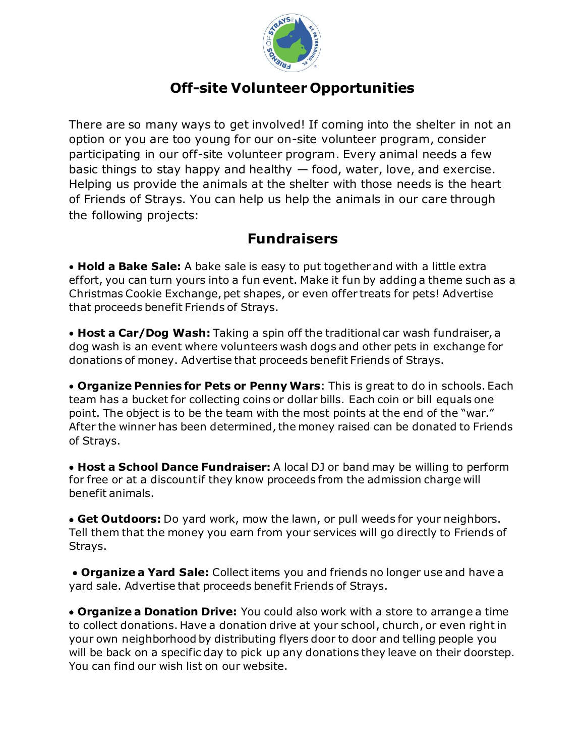# Off-site Volunteer Opportunities

There are so many ways to get involved! If coming into the shelter in not an option or you are too young for our on-site volunteer program, consider participating in our off-site volunteer program. Every animal needs a few basic things to stay happy and healthy — food, water, love, and exercise. Helping us provide the animals at the shelter with those needs is the heart of Friends of Strays. You can help us help the animals in our care through the following projects:

## Fundraisers

- **Hold a Bake Sale:** A bake sale is easy to put together and with a little extra effort, you can turn yours into a fun event. Make it fun by adding a theme such as a Christmas Cookie Exchange, pet shapes, or even offer treats for pets! Advertise that proceeds benefit Friends of Strays.

- **Host a Car/Dog Wash:** Taking a spin off the traditional car wash fundraiser, a dog wash is an event where volunteers wash dogs and other pets in exchange for donations of money. Advertise that proceeds benefit Friends of Strays.

- **Organize Pennies for Pets or Penny Wars**: This is great to do in schools. Each team has a bucket for collecting coins or dollar bills. Each coin or bill equals one point. The object is to be the team with the most points at the end of the "war." After the winner has been determined, the money raised can be donated to Friends of Strays.

- **Host a School Dance Fundraiser:** A local DJ or band may be willing to perform for free or at a discount if they know proceeds from the admission charge will benefit animals.

- **Get Outdoors:** Do yard work, mow the lawn, or pull weeds for your neighbors. Tell them that the money you earn from your services will go directly to Friends of Strays.

- **Organize a Yard Sale:** Collect items you and friends no longer use and have a yard sale. Advertise that proceeds benefit Friends of Strays.

- **Organize a Donation Drive:** You could also work with a store to arrange a time to collect donations. Have a donation drive at your school, church, or even right in your own neighborhood by distributing flyers door to door and telling people you will be back on a specific day to pick up any donations they leave on their doorstep. You can find our wish list on our website.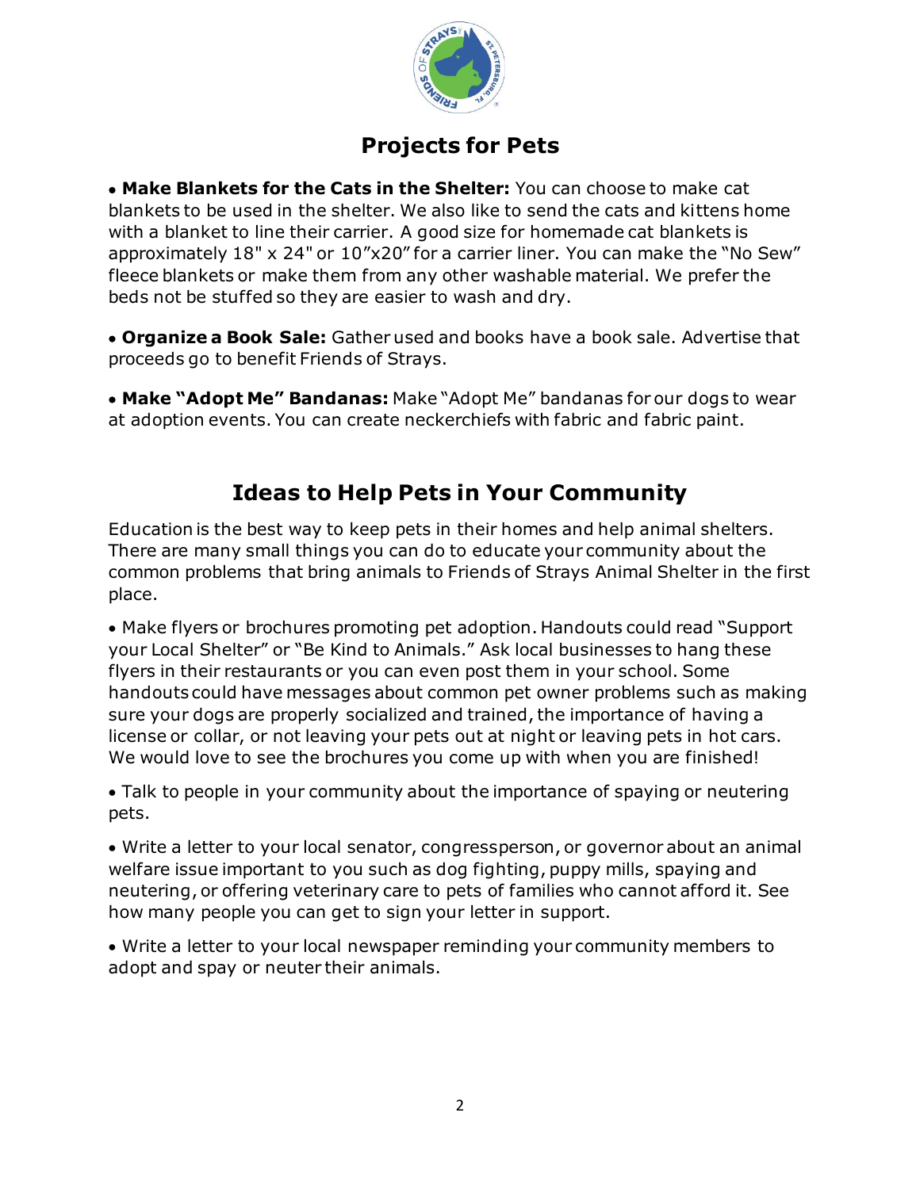## Projects for Pets

- **Make Blankets for the Cats in the Shelter:** You can choose to make cat blankets to be used in the shelter. We also like to send the cats and kittens home with a blanket to line their carrier. A good size for homemade cat blankets is approximately 18" x 24" or 10"x20" for a carrier liner. You can make the "No Sew" fleece blankets or make them from any other washable material. We prefer the beds not be stuffed so they are easier to wash and dry.

- **Organize a Book Sale:** Gather used and books have a book sale. Advertise that proceeds go to benefit Friends of Strays.

- **Make "Adopt Me" Bandanas:** Make "Adopt Me" bandanas for our dogs to wear at adoption events. You can create neckerchiefs with fabric and fabric paint.

## Ideas to Help Pets in Your Community

Education is the best way to keep pets in their homes and help animal shelters. There are many small things you can do to educate your community about the common problems that bring animals to Friends of Strays Animal Shelter in the first place.

- Make flyers or brochures promoting pet adoption. Handouts could read "Support your Local Shelter" or "Be Kind to Animals." Ask local businesses to hang these flyers in their restaurants or you can even post them in your school. Some handouts could have messages about common pet owner problems such as making sure your dogs are properly socialized and trained, the importance of having a license or collar, or not leaving your pets out at night or leaving pets in hot cars. We would love to see the brochures you come up with when you are finished!

- Talk to people in your community about the importance of spaying or neutering pets.

- Write a letter to your local senator, congressperson, or governor about an animal welfare issue important to you such as dog fighting, puppy mills, spaying and neutering, or offering veterinary care to pets of families who cannot afford it. See how many people you can get to sign your letter in support.

- Write a letter to your local newspaper reminding your community members to adopt and spay or neuter their animals.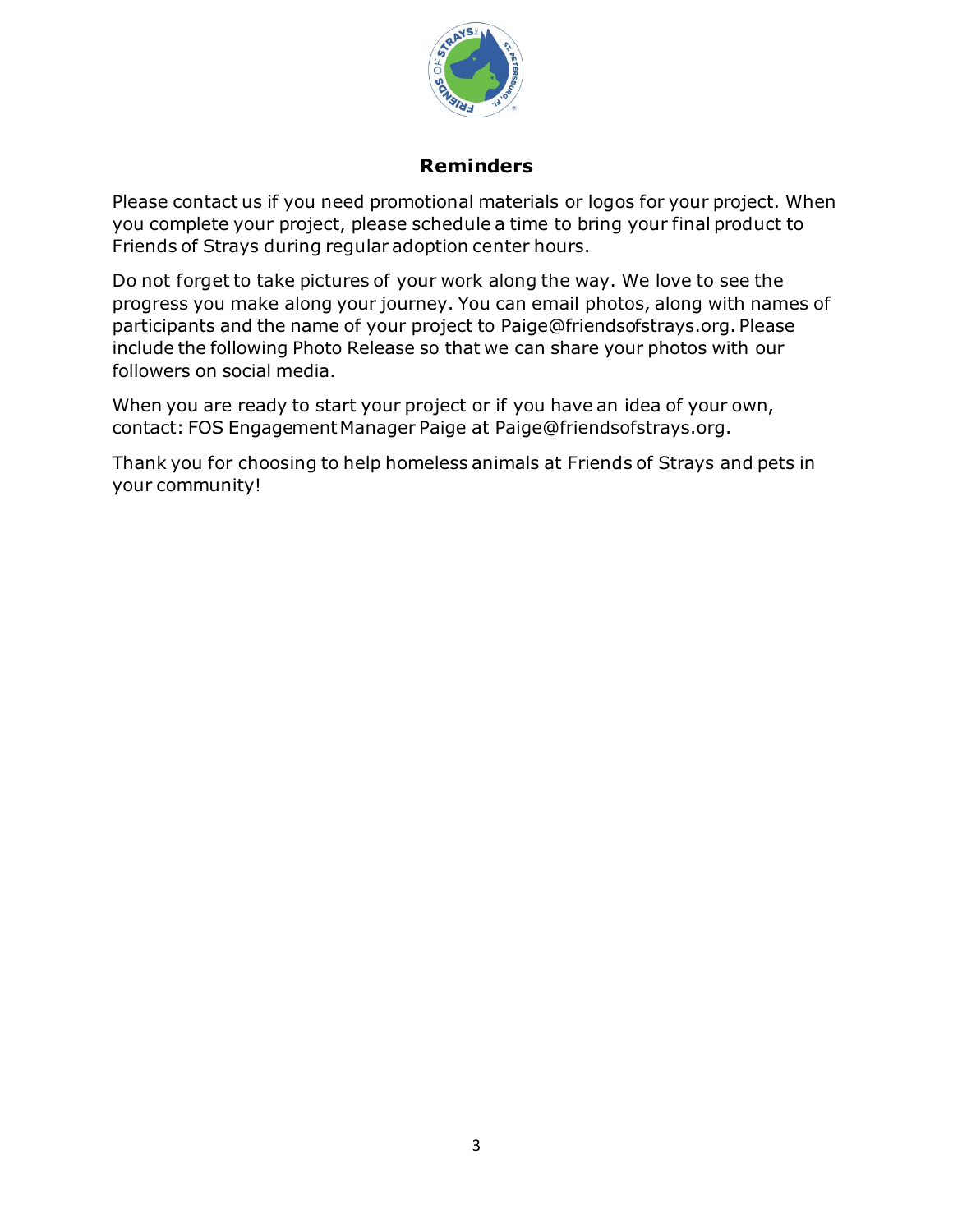## Reminders

Please contact us if you need promotional materials or logos for your project. When you complete your project, please schedule a time to bring your final product to Friends of Strays during regular adoption center hours.

Do not forget to take pictures of your work along the way. We love to see the progress you make along your journey. You can email photos, along with names of participants and the name of your project to Paige@friendsofstrays.org. Please include the following Photo Release so that we can share your photos with our followers on social media.

When you are ready to start your project or if you have an idea of your own, contact: FOS Engagement Manager Paige at Paige@friendsofstrays.org.

Thank you for choosing to help homeless animals at Friends of Strays and pets in your community!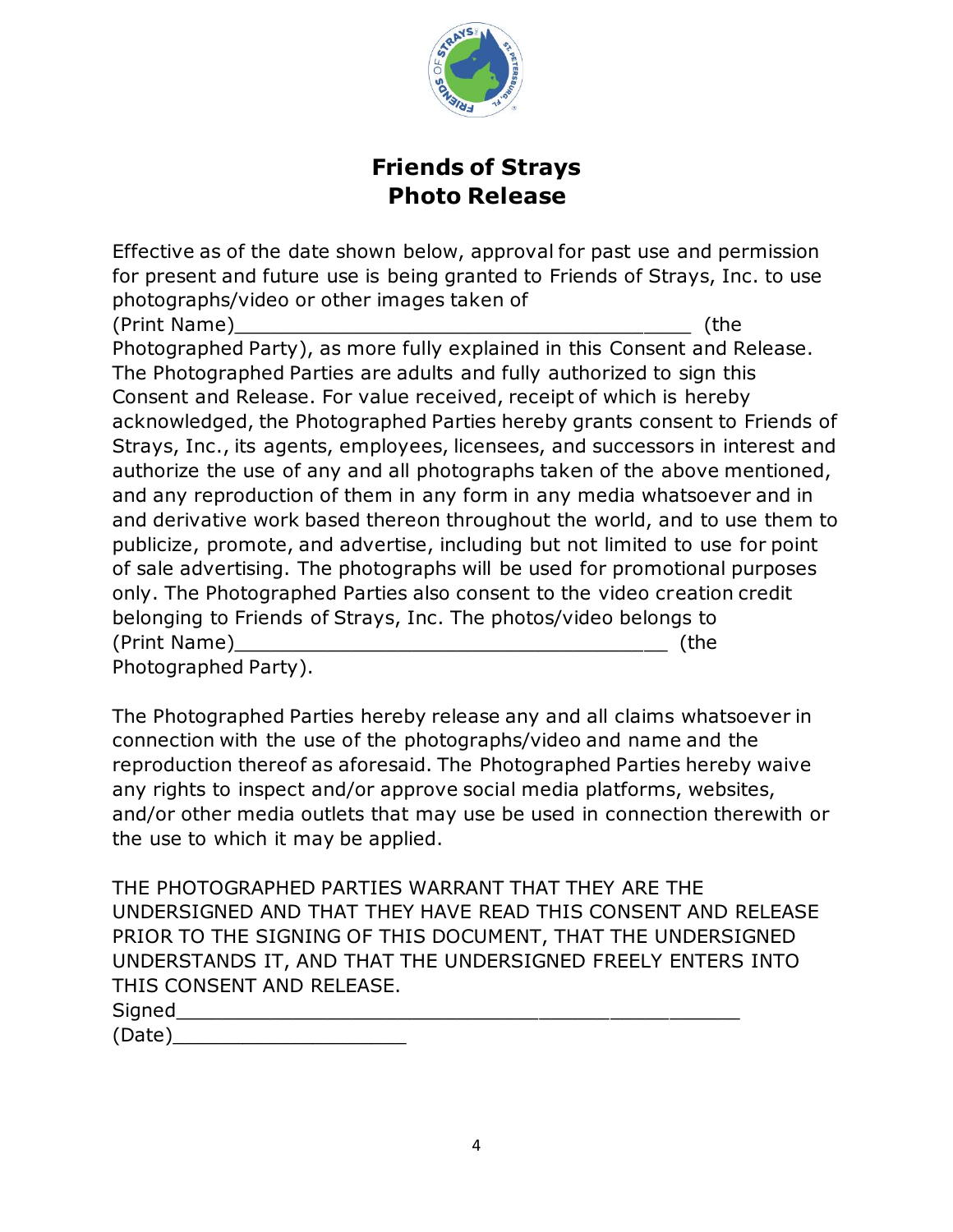# Friends of Strays
# Photo Release

Effective as of the date shown below, approval for past use and permission for present and future use is being granted to Friends of Strays, Inc. to use photographs/video or other images taken of (Print Name)_______________________________________ (the Photographed Party), as more fully explained in this Consent and Release. The Photographed Parties are adults and fully authorized to sign this Consent and Release. For value received, receipt of which is hereby acknowledged, the Photographed Parties hereby grants consent to Friends of Strays, Inc., its agents, employees, licensees, and successors in interest and authorize the use of any and all photographs taken of the above mentioned, and any reproduction of them in any form in any media whatsoever and in and derivative work based thereon throughout the world, and to use them to publicize, promote, and advertise, including but not limited to use for point of sale advertising. The photographs will be used for promotional purposes only. The Photographed Parties also consent to the video creation credit belonging to Friends of Strays, Inc. The photos/video belongs to (Print Name)_____________________________________ (the Photographed Party).

The Photographed Parties hereby release any and all claims whatsoever in connection with the use of the photographs/video and name and the reproduction thereof as aforesaid. The Photographed Parties hereby waive any rights to inspect and/or approve social media platforms, websites, and/or other media outlets that may use be used in connection therewith or the use to which it may be applied.

THE PHOTOGRAPHED PARTIES WARRANT THAT THEY ARE THE UNDERSIGNED AND THAT THEY HAVE READ THIS CONSENT AND RELEASE PRIOR TO THE SIGNING OF THIS DOCUMENT, THAT THE UNDERSIGNED UNDERSTANDS IT, AND THAT THE UNDERSIGNED FREELY ENTERS INTO THIS CONSENT AND RELEASE.

Signed_______________________________________________

(Date)____________________